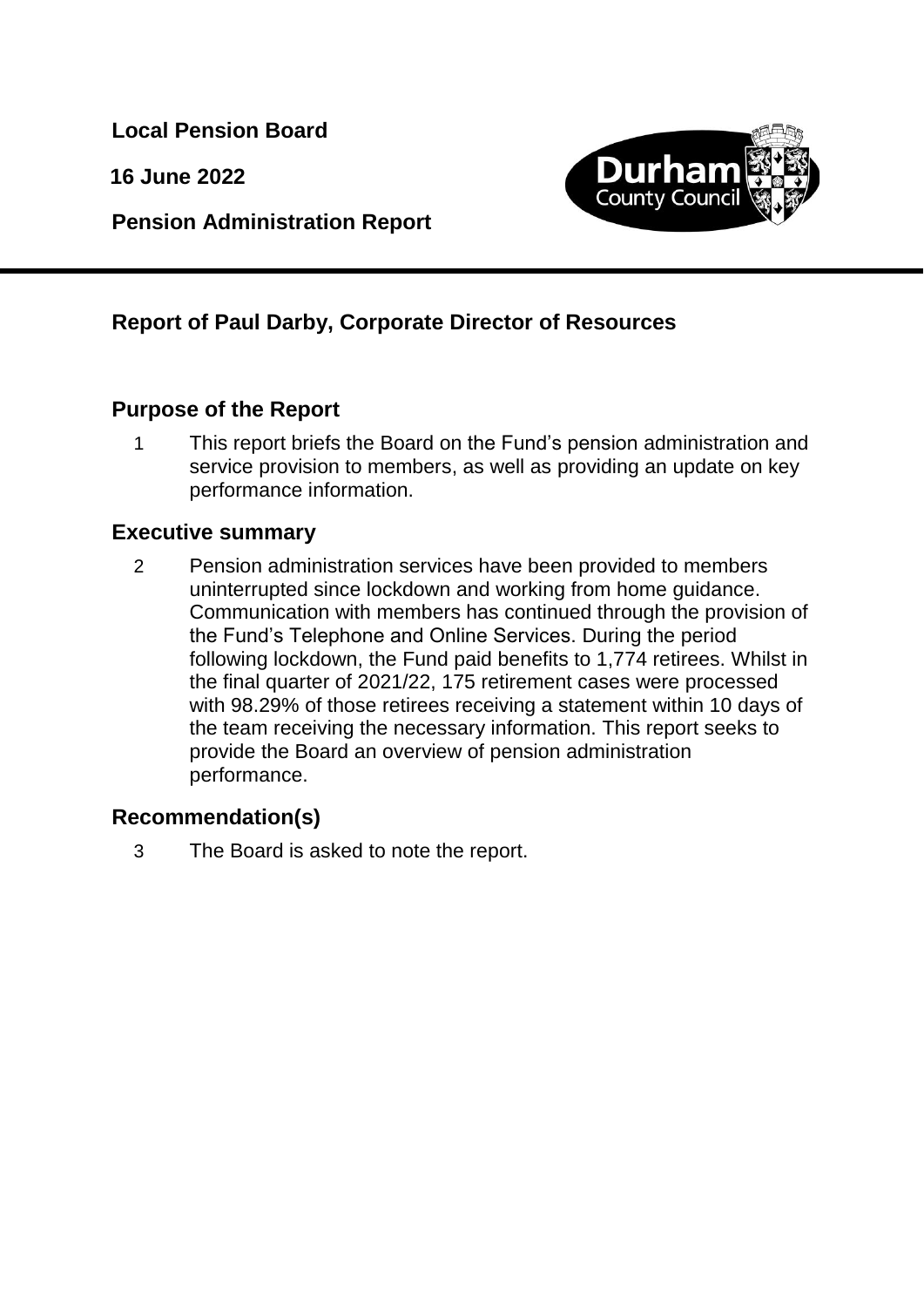**Local Pension Board**

**16 June 2022**

**Pension Administration Report**

## Report of Paul Darby, Corporate Director of Resources

## Purpose of the Report

1 This report briefs the Board on the Fund's pension administration and service provision to members, as well as providing an update on key performance information.

## Executive summary

2 Pension administration services have been provided to members uninterrupted since lockdown and working from home guidance. Communication with members has continued through the provision of the Fund's Telephone and Online Services. During the period following lockdown, the Fund paid benefits to 1,774 retirees. Whilst in the final quarter of 2021/22, 175 retirement cases were processed with 98.29% of those retirees receiving a statement within 10 days of the team receiving the necessary information. This report seeks to provide the Board an overview of pension administration performance.

## Recommendation(s)

3 The Board is asked to note the report.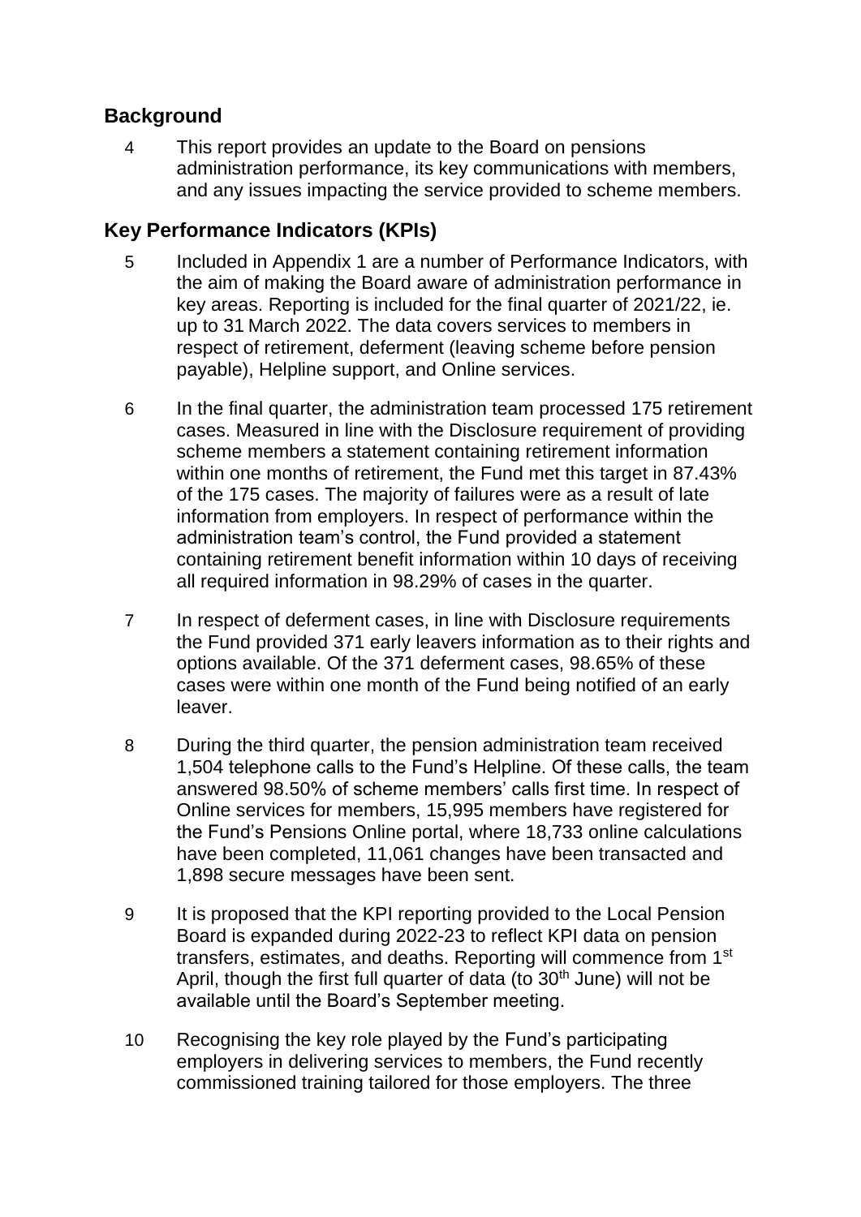## Background

4 This report provides an update to the Board on pensions administration performance, its key communications with members, and any issues impacting the service provided to scheme members.

## Key Performance Indicators (KPIs)

5 Included in Appendix 1 are a number of Performance Indicators, with the aim of making the Board aware of administration performance in key areas. Reporting is included for the final quarter of 2021/22, ie. up to 31 March 2022. The data covers services to members in respect of retirement, deferment (leaving scheme before pension payable), Helpline support, and Online services.

6 In the final quarter, the administration team processed 175 retirement cases. Measured in line with the Disclosure requirement of providing scheme members a statement containing retirement information within one months of retirement, the Fund met this target in 87.43% of the 175 cases. The majority of failures were as a result of late information from employers. In respect of performance within the administration team's control, the Fund provided a statement containing retirement benefit information within 10 days of receiving all required information in 98.29% of cases in the quarter.

7 In respect of deferment cases, in line with Disclosure requirements the Fund provided 371 early leavers information as to their rights and options available. Of the 371 deferment cases, 98.65% of these cases were within one month of the Fund being notified of an early leaver.

8 During the third quarter, the pension administration team received 1,504 telephone calls to the Fund's Helpline. Of these calls, the team answered 98.50% of scheme members' calls first time. In respect of Online services for members, 15,995 members have registered for the Fund's Pensions Online portal, where 18,733 online calculations have been completed, 11,061 changes have been transacted and 1,898 secure messages have been sent.

9 It is proposed that the KPI reporting provided to the Local Pension Board is expanded during 2022-23 to reflect KPI data on pension transfers, estimates, and deaths. Reporting will commence from 1st April, though the first full quarter of data (to 30th June) will not be available until the Board's September meeting.

10 Recognising the key role played by the Fund's participating employers in delivering services to members, the Fund recently commissioned training tailored for those employers. The three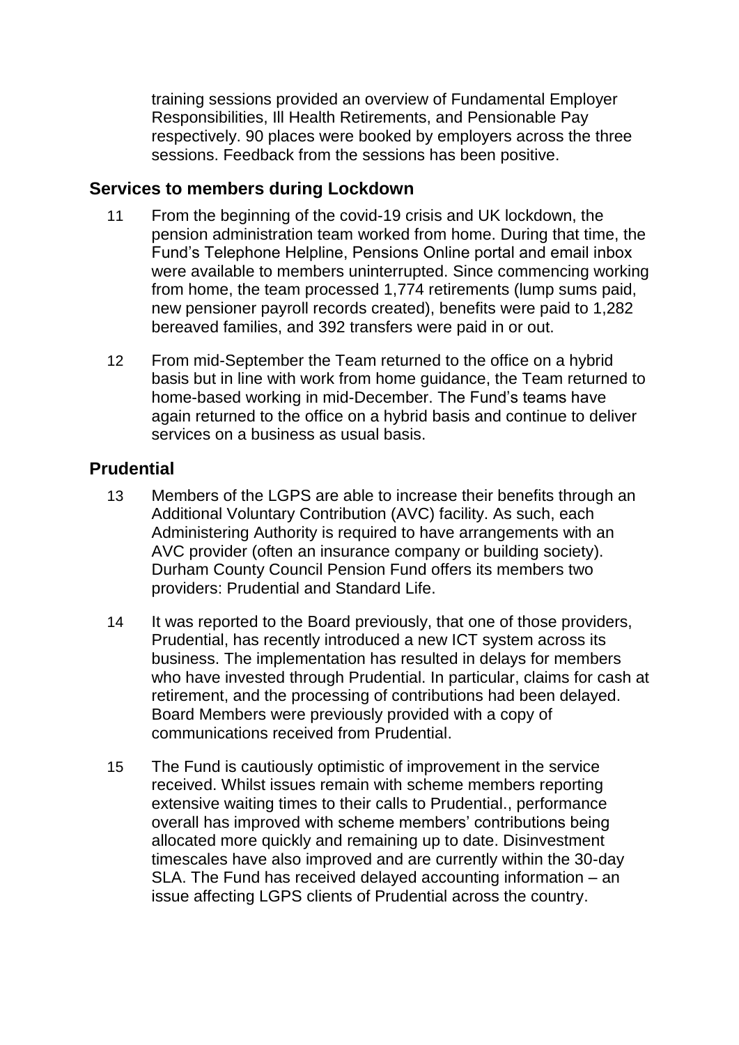training sessions provided an overview of Fundamental Employer Responsibilities, Ill Health Retirements, and Pensionable Pay respectively. 90 places were booked by employers across the three sessions. Feedback from the sessions has been positive.

## Services to members during Lockdown

11 From the beginning of the covid-19 crisis and UK lockdown, the pension administration team worked from home. During that time, the Fund's Telephone Helpline, Pensions Online portal and email inbox were available to members uninterrupted. Since commencing working from home, the team processed 1,774 retirements (lump sums paid, new pensioner payroll records created), benefits were paid to 1,282 bereaved families, and 392 transfers were paid in or out.

12 From mid-September the Team returned to the office on a hybrid basis but in line with work from home guidance, the Team returned to home-based working in mid-December. The Fund's teams have again returned to the office on a hybrid basis and continue to deliver services on a business as usual basis.

## Prudential

13 Members of the LGPS are able to increase their benefits through an Additional Voluntary Contribution (AVC) facility. As such, each Administering Authority is required to have arrangements with an AVC provider (often an insurance company or building society). Durham County Council Pension Fund offers its members two providers: Prudential and Standard Life.

14 It was reported to the Board previously, that one of those providers, Prudential, has recently introduced a new ICT system across its business. The implementation has resulted in delays for members who have invested through Prudential. In particular, claims for cash at retirement, and the processing of contributions had been delayed. Board Members were previously provided with a copy of communications received from Prudential.

15 The Fund is cautiously optimistic of improvement in the service received. Whilst issues remain with scheme members reporting extensive waiting times to their calls to Prudential., performance overall has improved with scheme members' contributions being allocated more quickly and remaining up to date. Disinvestment timescales have also improved and are currently within the 30-day SLA. The Fund has received delayed accounting information – an issue affecting LGPS clients of Prudential across the country.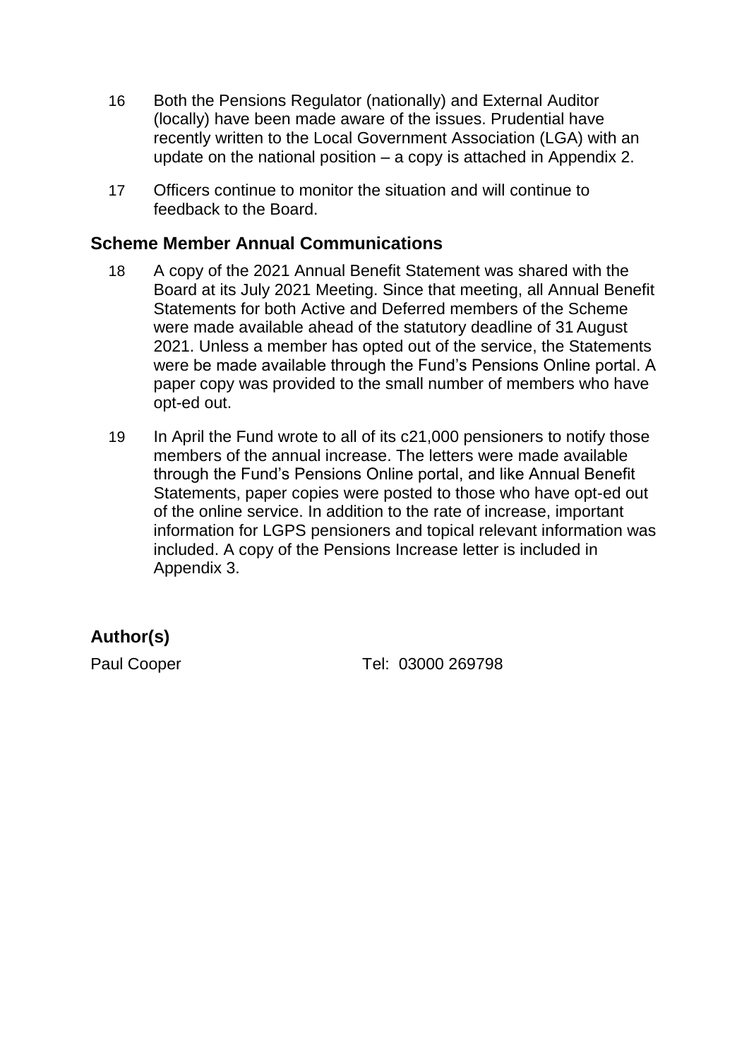16 Both the Pensions Regulator (nationally) and External Auditor (locally) have been made aware of the issues. Prudential have recently written to the Local Government Association (LGA) with an update on the national position – a copy is attached in Appendix 2.

17 Officers continue to monitor the situation and will continue to feedback to the Board.

## Scheme Member Annual Communications

18 A copy of the 2021 Annual Benefit Statement was shared with the Board at its July 2021 Meeting. Since that meeting, all Annual Benefit Statements for both Active and Deferred members of the Scheme were made available ahead of the statutory deadline of 31 August 2021. Unless a member has opted out of the service, the Statements were be made available through the Fund's Pensions Online portal. A paper copy was provided to the small number of members who have opt-ed out.

19 In April the Fund wrote to all of its c21,000 pensioners to notify those members of the annual increase. The letters were made available through the Fund's Pensions Online portal, and like Annual Benefit Statements, paper copies were posted to those who have opt-ed out of the online service. In addition to the rate of increase, important information for LGPS pensioners and topical relevant information was included. A copy of the Pensions Increase letter is included in Appendix 3.

## Author(s)

Paul Cooper Tel: 03000 269798